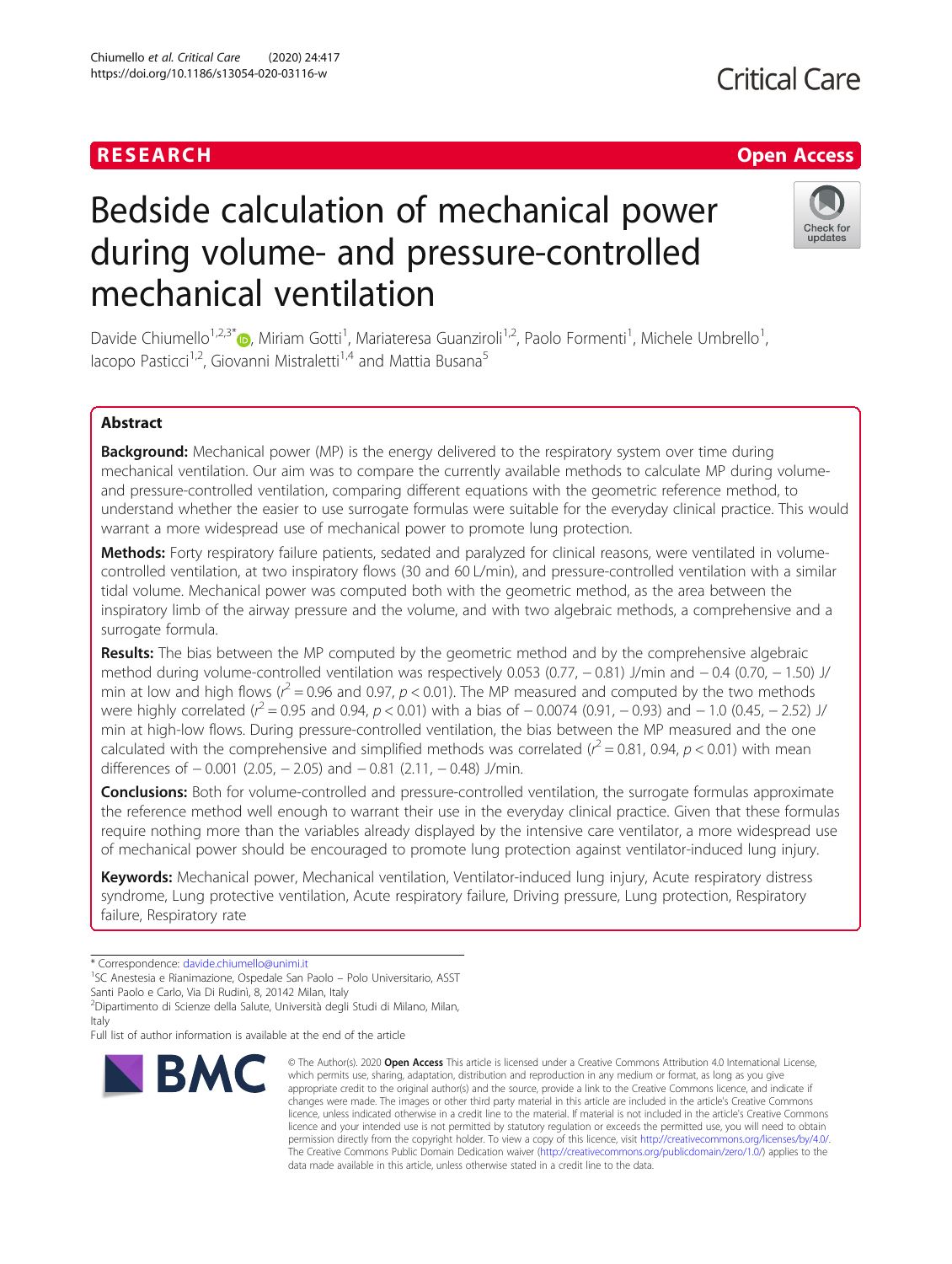RESEARCH

Open Access

# Bedside calculation of mechanical power during volume- and pressure-controlled mechanical ventilation

Davide Chiumello[1,2,3*], Miriam Gotti[1], Mariateresa Guanziroli[1,2], Paolo Formenti[1], Michele Umbrello[1], Iacopo Pasticci[1,2], Giovanni Mistraletti[1,4] and Mattia Busana[5]

## Abstract

**Background:** Mechanical power (MP) is the energy delivered to the respiratory system over time during mechanical ventilation. Our aim was to compare the currently available methods to calculate MP during volume- and pressure-controlled ventilation, comparing different equations with the geometric reference method, to understand whether the easier to use surrogate formulas were suitable for the everyday clinical practice. This would warrant a more widespread use of mechanical power to promote lung protection.

**Methods:** Forty respiratory failure patients, sedated and paralyzed for clinical reasons, were ventilated in volume-controlled ventilation, at two inspiratory flows (30 and 60 L/min), and pressure-controlled ventilation with a similar tidal volume. Mechanical power was computed both with the geometric method, as the area between the inspiratory limb of the airway pressure and the volume, and with two algebraic methods, a comprehensive and a surrogate formula.

**Results:** The bias between the MP computed by the geometric method and by the comprehensive algebraic method during volume-controlled ventilation was respectively 0.053 (0.77, − 0.81) J/min and − 0.4 (0.70, − 1.50) J/min at low and high flows ($r^2 = 0.96$ and 0.97, $p < 0.01$). The MP measured and computed by the two methods were highly correlated ($r^2 = 0.95$ and 0.94, $p < 0.01$) with a bias of − 0.0074 (0.91, − 0.93) and − 1.0 (0.45, − 2.52) J/min at high-low flows. During pressure-controlled ventilation, the bias between the MP measured and the one calculated with the comprehensive and simplified methods was correlated ($r^2 = 0.81$, 0.94, $p < 0.01$) with mean differences of − 0.001 (2.05, − 2.05) and − 0.81 (2.11, − 0.48) J/min.

**Conclusions:** Both for volume-controlled and pressure-controlled ventilation, the surrogate formulas approximate the reference method well enough to warrant their use in the everyday clinical practice. Given that these formulas require nothing more than the variables already displayed by the intensive care ventilator, a more widespread use of mechanical power should be encouraged to promote lung protection against ventilator-induced lung injury.

**Keywords:** Mechanical power, Mechanical ventilation, Ventilator-induced lung injury, Acute respiratory distress syndrome, Lung protective ventilation, Acute respiratory failure, Driving pressure, Lung protection, Respiratory failure, Respiratory rate

---

* Correspondence: davide.chiumello@unimi.it
[1]SC Anestesia e Rianimazione, Ospedale San Paolo – Polo Universitario, ASST Santi Paolo e Carlo, Via Di Rudinì, 8, 20142 Milan, Italy
[2]Dipartimento di Scienze della Salute, Università degli Studi di Milano, Milan, Italy
Full list of author information is available at the end of the article

© The Author(s). 2020 **Open Access** This article is licensed under a Creative Commons Attribution 4.0 International License, which permits use, sharing, adaptation, distribution and reproduction in any medium or format, as long as you give appropriate credit to the original author(s) and the source, provide a link to the Creative Commons licence, and indicate if changes were made. The images or other third party material in this article are included in the article's Creative Commons licence, unless indicated otherwise in a credit line to the material. If material is not included in the article's Creative Commons licence and your intended use is not permitted by statutory regulation or exceeds the permitted use, you will need to obtain permission directly from the copyright holder. To view a copy of this licence, visit http://creativecommons.org/licenses/by/4.0/. The Creative Commons Public Domain Dedication waiver (http://creativecommons.org/publicdomain/zero/1.0/) applies to the data made available in this article, unless otherwise stated in a credit line to the data.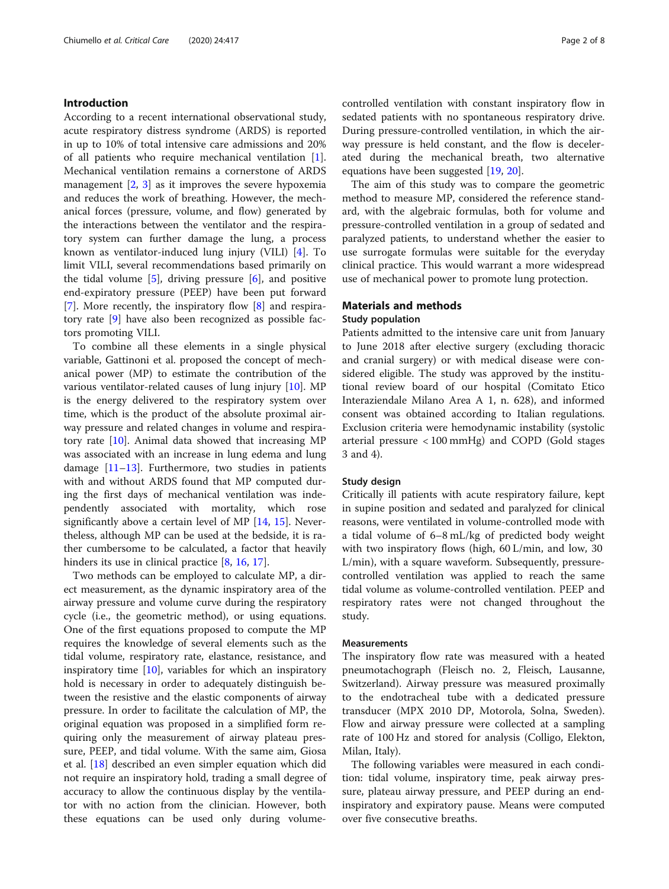## Introduction

According to a recent international observational study, acute respiratory distress syndrome (ARDS) is reported in up to 10% of total intensive care admissions and 20% of all patients who require mechanical ventilation [1]. Mechanical ventilation remains a cornerstone of ARDS management [2, 3] as it improves the severe hypoxemia and reduces the work of breathing. However, the mechanical forces (pressure, volume, and flow) generated by the interactions between the ventilator and the respiratory system can further damage the lung, a process known as ventilator-induced lung injury (VILI) [4]. To limit VILI, several recommendations based primarily on the tidal volume [5], driving pressure [6], and positive end-expiratory pressure (PEEP) have been put forward [7]. More recently, the inspiratory flow [8] and respiratory rate [9] have also been recognized as possible factors promoting VILI.

To combine all these elements in a single physical variable, Gattinoni et al. proposed the concept of mechanical power (MP) to estimate the contribution of the various ventilator-related causes of lung injury [10]. MP is the energy delivered to the respiratory system over time, which is the product of the absolute proximal airway pressure and related changes in volume and respiratory rate [10]. Animal data showed that increasing MP was associated with an increase in lung edema and lung damage [11–13]. Furthermore, two studies in patients with and without ARDS found that MP computed during the first days of mechanical ventilation was independently associated with mortality, which rose significantly above a certain level of MP [14, 15]. Nevertheless, although MP can be used at the bedside, it is rather cumbersome to be calculated, a factor that heavily hinders its use in clinical practice [8, 16, 17].

Two methods can be employed to calculate MP, a direct measurement, as the dynamic inspiratory area of the airway pressure and volume curve during the respiratory cycle (i.e., the geometric method), or using equations. One of the first equations proposed to compute the MP requires the knowledge of several elements such as the tidal volume, respiratory rate, elastance, resistance, and inspiratory time [10], variables for which an inspiratory hold is necessary in order to adequately distinguish between the resistive and the elastic components of airway pressure. In order to facilitate the calculation of MP, the original equation was proposed in a simplified form requiring only the measurement of airway plateau pressure, PEEP, and tidal volume. With the same aim, Giosa et al. [18] described an even simpler equation which did not require an inspiratory hold, trading a small degree of accuracy to allow the continuous display by the ventilator with no action from the clinician. However, both these equations can be used only during volume-controlled ventilation with constant inspiratory flow in sedated patients with no spontaneous respiratory drive. During pressure-controlled ventilation, in which the airway pressure is held constant, and the flow is decelerated during the mechanical breath, two alternative equations have been suggested [19, 20].

The aim of this study was to compare the geometric method to measure MP, considered the reference standard, with the algebraic formulas, both for volume and pressure-controlled ventilation in a group of sedated and paralyzed patients, to understand whether the easier to use surrogate formulas were suitable for the everyday clinical practice. This would warrant a more widespread use of mechanical power to promote lung protection.

## Materials and methods

### Study population

Patients admitted to the intensive care unit from January to June 2018 after elective surgery (excluding thoracic and cranial surgery) or with medical disease were considered eligible. The study was approved by the institutional review board of our hospital (Comitato Etico Interaziendale Milano Area A 1, n. 628), and informed consent was obtained according to Italian regulations. Exclusion criteria were hemodynamic instability (systolic arterial pressure < 100 mmHg) and COPD (Gold stages 3 and 4).

### Study design

Critically ill patients with acute respiratory failure, kept in supine position and sedated and paralyzed for clinical reasons, were ventilated in volume-controlled mode with a tidal volume of 6–8 mL/kg of predicted body weight with two inspiratory flows (high, 60 L/min, and low, 30 L/min), with a square waveform. Subsequently, pressure-controlled ventilation was applied to reach the same tidal volume as volume-controlled ventilation. PEEP and respiratory rates were not changed throughout the study.

### Measurements

The inspiratory flow rate was measured with a heated pneumotachograph (Fleisch no. 2, Fleisch, Lausanne, Switzerland). Airway pressure was measured proximally to the endotracheal tube with a dedicated pressure transducer (MPX 2010 DP, Motorola, Solna, Sweden). Flow and airway pressure were collected at a sampling rate of 100 Hz and stored for analysis (Colligo, Elekton, Milan, Italy).

The following variables were measured in each condition: tidal volume, inspiratory time, peak airway pressure, plateau airway pressure, and PEEP during an end-inspiratory and expiratory pause. Means were computed over five consecutive breaths.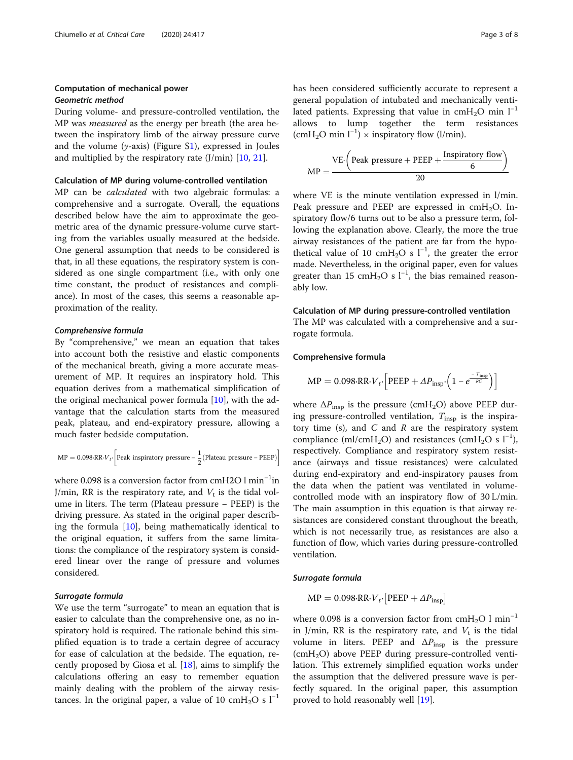### Computation of mechanical power

#### *Geometric method*

During volume- and pressure-controlled ventilation, the MP was *measured* as the energy per breath (the area between the inspiratory limb of the airway pressure curve and the volume (*y*-axis) (Figure S1), expressed in Joules and multiplied by the respiratory rate (J/min) [10, 21].

#### Calculation of MP during volume-controlled ventilation

MP can be *calculated* with two algebraic formulas: a comprehensive and a surrogate. Overall, the equations described below have the aim to approximate the geometric area of the dynamic pressure-volume curve starting from the variables usually measured at the bedside. One general assumption that needs to be considered is that, in all these equations, the respiratory system is considered as one single compartment (i.e., with only one time constant, the product of resistances and compliance). In most of the cases, this seems a reasonable approximation of the reality.

#### *Comprehensive formula*

By "comprehensive," we mean an equation that takes into account both the resistive and elastic components of the mechanical breath, giving a more accurate measurement of MP. It requires an inspiratory hold. This equation derives from a mathematical simplification of the original mechanical power formula [10], with the advantage that the calculation starts from the measured peak, plateau, and end-expiratory pressure, allowing a much faster bedside computation.

$$MP = 0.098 \cdot RR \cdot V_t \cdot \left[\text{Peak inspiratory pressure} - \frac{1}{2}(\text{Plateau pressure} - \text{PEEP})\right]$$

where 0.098 is a conversion factor from $cmH2O\ l\ min^{-1}$in J/min, RR is the respiratory rate, and $V_t$ is the tidal volume in liters. The term (Plateau pressure − PEEP) is the driving pressure. As stated in the original paper describing the formula [10], being mathematically identical to the original equation, it suffers from the same limitations: the compliance of the respiratory system is considered linear over the range of pressure and volumes considered.

#### *Surrogate formula*

We use the term "surrogate" to mean an equation that is easier to calculate than the comprehensive one, as no inspiratory hold is required. The rationale behind this simplified equation is to trade a certain degree of accuracy for ease of calculation at the bedside. The equation, recently proposed by Giosa et al. [18], aims to simplify the calculations offering an easy to remember equation mainly dealing with the problem of the airway resistances. In the original paper, a value of 10 $cmH_2O\ s\ l^{-1}$ has been considered sufficiently accurate to represent a general population of intubated and mechanically ventilated patients. Expressing that value in $cmH_2O\ min\ l^{-1}$ allows to lump together the term resistances ($cmH_2O\ min\ l^{-1}$) × inspiratory flow (l/min).

$$MP = \frac{VE \cdot \left(\text{Peak pressure} + \text{PEEP} + \frac{\text{Inspiratory flow}}{6}\right)}{20}$$

where VE is the minute ventilation expressed in l/min. Peak pressure and PEEP are expressed in $cmH_2O$. Inspiratory flow/6 turns out to be also a pressure term, following the explanation above. Clearly, the more the true airway resistances of the patient are far from the hypothetical value of 10 $cmH_2O\ s\ l^{-1}$, the greater the error made. Nevertheless, in the original paper, even for values greater than 15 $cmH_2O\ s\ l^{-1}$, the bias remained reasonably low.

#### Calculation of MP during pressure-controlled ventilation

The MP was calculated with a comprehensive and a surrogate formula.

#### Comprehensive formula

$$MP = 0.098 \cdot RR \cdot V_t \cdot \left[\text{PEEP} + \Delta P_{\text{insp}} \cdot \left(1 - e^{\frac{-T_{\text{insp}}}{RC}}\right)\right]$$

where $\Delta P_{insp}$ is the pressure ($cmH_2O$) above PEEP during pressure-controlled ventilation, $T_{insp}$ is the inspiratory time (s), and $C$ and $R$ are the respiratory system compliance ($ml/cmH_2O$) and resistances ($cmH_2O\ s\ l^{-1}$), respectively. Compliance and respiratory system resistance (airways and tissue resistances) were calculated during end-expiratory and end-inspiratory pauses from the data when the patient was ventilated in volume-controlled mode with an inspiratory flow of 30 L/min. The main assumption in this equation is that airway resistances are considered constant throughout the breath, which is not necessarily true, as resistances are also a function of flow, which varies during pressure-controlled ventilation.

#### *Surrogate formula*

$$MP = 0.098 \cdot RR \cdot V_t \cdot \left[\text{PEEP} + \Delta P_{\text{insp}}\right]$$

where 0.098 is a conversion factor from $cmH_2O\ l\ min^{-1}$ in J/min, RR is the respiratory rate, and $V_t$ is the tidal volume in liters. PEEP and $\Delta P_{insp}$ is the pressure ($cmH_2O$) above PEEP during pressure-controlled ventilation. This extremely simplified equation works under the assumption that the delivered pressure wave is perfectly squared. In the original paper, this assumption proved to hold reasonably well [19].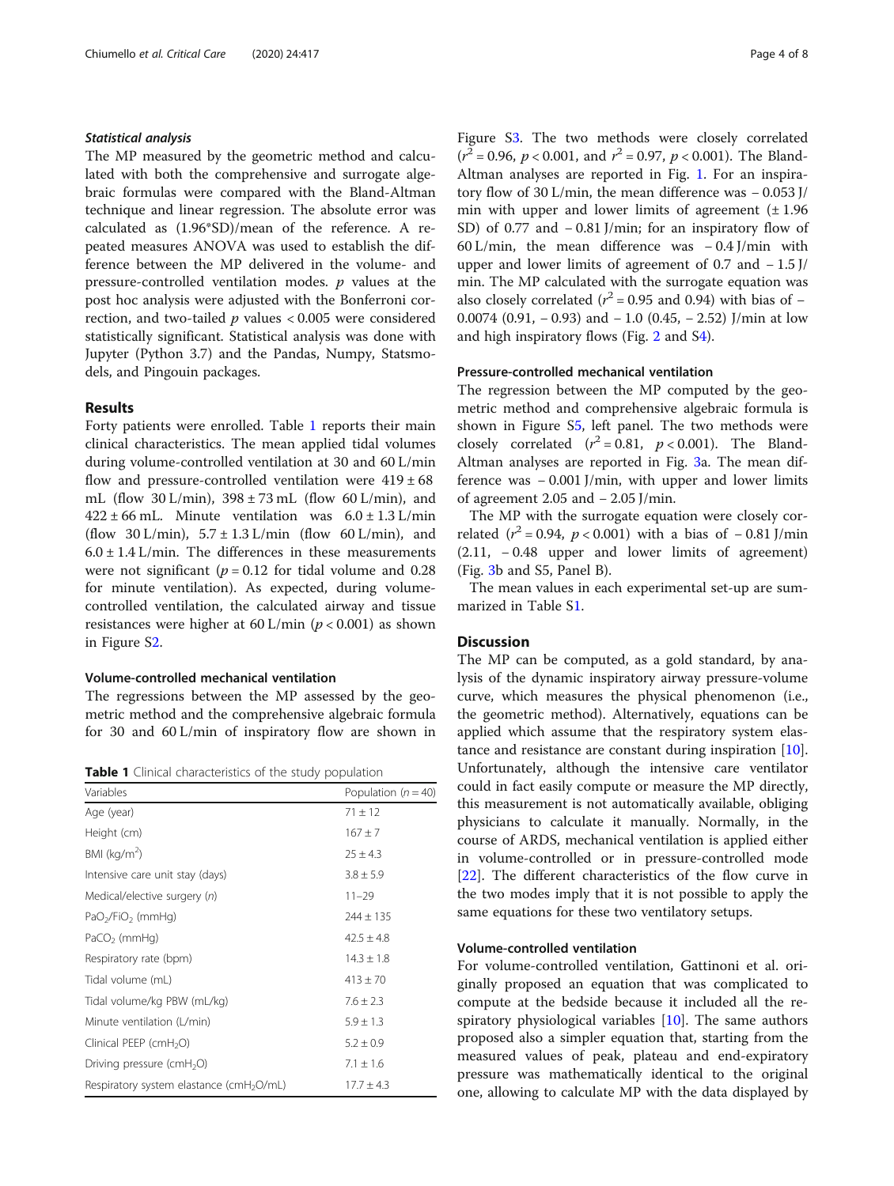### Statistical analysis

The MP measured by the geometric method and calculated with both the comprehensive and surrogate algebraic formulas were compared with the Bland-Altman technique and linear regression. The absolute error was calculated as (1.96*SD)/mean of the reference. A repeated measures ANOVA was used to establish the difference between the MP delivered in the volume- and pressure-controlled ventilation modes. $p$ values at the post hoc analysis were adjusted with the Bonferroni correction, and two-tailed $p$ values < 0.005 were considered statistically significant. Statistical analysis was done with Jupyter (Python 3.7) and the Pandas, Numpy, Statsmodels, and Pingouin packages.

## Results

Forty patients were enrolled. Table 1 reports their main clinical characteristics. The mean applied tidal volumes during volume-controlled ventilation at 30 and 60 L/min flow and pressure-controlled ventilation were 419 ± 68 mL (flow 30 L/min), 398 ± 73 mL (flow 60 L/min), and 422 ± 66 mL. Minute ventilation was 6.0 ± 1.3 L/min (flow 30 L/min), 5.7 ± 1.3 L/min (flow 60 L/min), and 6.0 ± 1.4 L/min. The differences in these measurements were not significant ($p$ = 0.12 for tidal volume and 0.28 for minute ventilation). As expected, during volume-controlled ventilation, the calculated airway and tissue resistances were higher at 60 L/min ($p$ < 0.001) as shown in Figure S2.

### Volume-controlled mechanical ventilation

The regressions between the MP assessed by the geometric method and the comprehensive algebraic formula for 30 and 60 L/min of inspiratory flow are shown in Figure S3. The two methods were closely correlated ($r^2$ = 0.96, $p$ < 0.001, and $r^2$ = 0.97, $p$ < 0.001). The Bland-Altman analyses are reported in Fig. 1. For an inspiratory flow of 30 L/min, the mean difference was − 0.053 J/min with upper and lower limits of agreement (± 1.96 SD) of 0.77 and − 0.81 J/min; for an inspiratory flow of 60 L/min, the mean difference was − 0.4 J/min with upper and lower limits of agreement of 0.7 and − 1.5 J/min. The MP calculated with the surrogate equation was also closely correlated ($r^2$ = 0.95 and 0.94) with bias of − 0.0074 (0.91, − 0.93) and − 1.0 (0.45, − 2.52) J/min at low and high inspiratory flows (Fig. 2 and S4).

**Table 1** Clinical characteristics of the study population

| Variables | Population ($n$ = 40) |
|---|---|
| Age (year) | 71 ± 12 |
| Height (cm) | 167 ± 7 |
| BMI (kg/m$^2$) | 25 ± 4.3 |
| Intensive care unit stay (days) | 3.8 ± 5.9 |
| Medical/elective surgery ($n$) | 11–29 |
| $PaO_2$/$FiO_2$ (mmHg) | 244 ± 135 |
| $PaCO_2$ (mmHg) | 42.5 ± 4.8 |
| Respiratory rate (bpm) | 14.3 ± 1.8 |
| Tidal volume (mL) | 413 ± 70 |
| Tidal volume/kg PBW (mL/kg) | 7.6 ± 2.3 |
| Minute ventilation (L/min) | 5.9 ± 1.3 |
| Clinical PEEP (cm$H_2O$) | 5.2 ± 0.9 |
| Driving pressure (cm$H_2O$) | 7.1 ± 1.6 |
| Respiratory system elastance (cm$H_2O$/mL) | 17.7 ± 4.3 |

### Pressure-controlled mechanical ventilation

The regression between the MP computed by the geometric method and comprehensive algebraic formula is shown in Figure S5, left panel. The two methods were closely correlated ($r^2$ = 0.81, $p$ < 0.001). The Bland-Altman analyses are reported in Fig. 3a. The mean difference was − 0.001 J/min, with upper and lower limits of agreement 2.05 and − 2.05 J/min.

The MP with the surrogate equation were closely correlated ($r^2$ = 0.94, $p$ < 0.001) with a bias of − 0.81 J/min (2.11, − 0.48 upper and lower limits of agreement) (Fig. 3b and S5, Panel B).

The mean values in each experimental set-up are summarized in Table S1.

## Discussion

The MP can be computed, as a gold standard, by analysis of the dynamic inspiratory airway pressure-volume curve, which measures the physical phenomenon (i.e., the geometric method). Alternatively, equations can be applied which assume that the respiratory system elastance and resistance are constant during inspiration [10]. Unfortunately, although the intensive care ventilator could in fact easily compute or measure the MP directly, this measurement is not automatically available, obliging physicians to calculate it manually. Normally, in the course of ARDS, mechanical ventilation is applied either in volume-controlled or in pressure-controlled mode [22]. The different characteristics of the flow curve in the two modes imply that it is not possible to apply the same equations for these two ventilatory setups.

### Volume-controlled ventilation

For volume-controlled ventilation, Gattinoni et al. originally proposed an equation that was complicated to compute at the bedside because it included all the respiratory physiological variables [10]. The same authors proposed also a simpler equation that, starting from the measured values of peak, plateau and end-expiratory pressure was mathematically identical to the original one, allowing to calculate MP with the data displayed by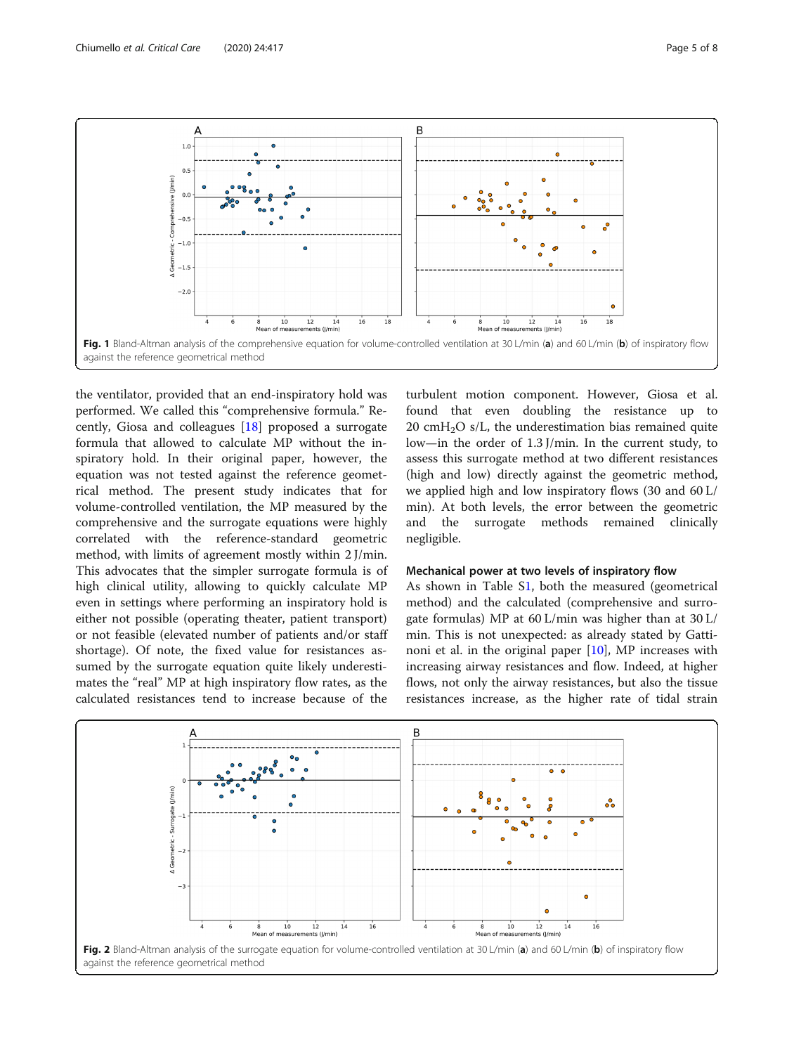Fig. 1 Bland-Altman analysis of the comprehensive equation for volume-controlled ventilation at 30 L/min (**a**) and 60 L/min (**b**) of inspiratory flow against the reference geometrical method

the ventilator, provided that an end-inspiratory hold was performed. We called this "comprehensive formula." Recently, Giosa and colleagues [18] proposed a surrogate formula that allowed to calculate MP without the inspiratory hold. In their original paper, however, the equation was not tested against the reference geometrical method. The present study indicates that for volume-controlled ventilation, the MP measured by the comprehensive and the surrogate equations were highly correlated with the reference-standard geometric method, with limits of agreement mostly within 2 J/min. This advocates that the simpler surrogate formula is of high clinical utility, allowing to quickly calculate MP even in settings where performing an inspiratory hold is either not possible (operating theater, patient transport) or not feasible (elevated number of patients and/or staff shortage). Of note, the fixed value for resistances assumed by the surrogate equation quite likely underestimates the "real" MP at high inspiratory flow rates, as the calculated resistances tend to increase because of the turbulent motion component. However, Giosa et al. found that even doubling the resistance up to 20 cm$H_2O$ s/L, the underestimation bias remained quite low—in the order of 1.3 J/min. In the current study, to assess this surrogate method at two different resistances (high and low) directly against the geometric method, we applied high and low inspiratory flows (30 and 60 L/min). At both levels, the error between the geometric and the surrogate methods remained clinically negligible.

### Mechanical power at two levels of inspiratory flow

As shown in Table S1, both the measured (geometrical method) and the calculated (comprehensive and surrogate formulas) MP at 60 L/min was higher than at 30 L/min. This is not unexpected: as already stated by Gattinoni et al. in the original paper [10], MP increases with increasing airway resistances and flow. Indeed, at higher flows, not only the airway resistances, but also the tissue resistances increase, as the higher rate of tidal strain

Fig. 2 Bland-Altman analysis of the surrogate equation for volume-controlled ventilation at 30 L/min (**a**) and 60 L/min (**b**) of inspiratory flow against the reference geometrical method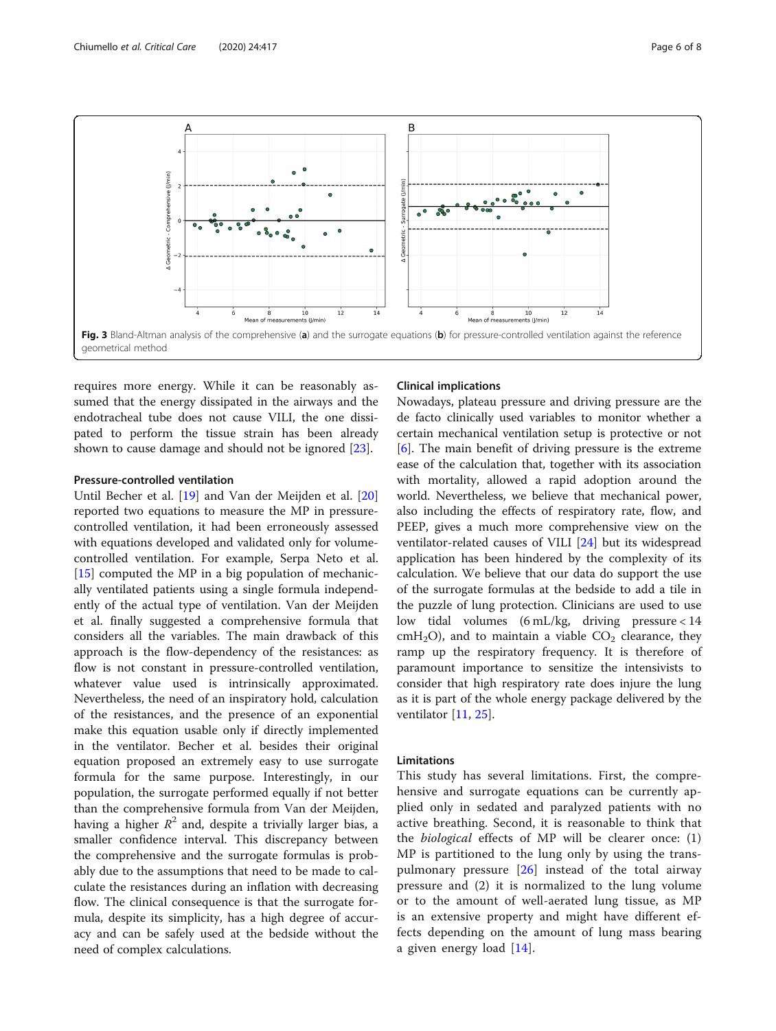Fig. 3 Bland-Altman analysis of the comprehensive (**a**) and the surrogate equations (**b**) for pressure-controlled ventilation against the reference geometrical method

requires more energy. While it can be reasonably assumed that the energy dissipated in the airways and the endotracheal tube does not cause VILI, the one dissipated to perform the tissue strain has been already shown to cause damage and should not be ignored [23].

### Pressure-controlled ventilation

Until Becher et al. [19] and Van der Meijden et al. [20] reported two equations to measure the MP in pressure-controlled ventilation, it had been erroneously assessed with equations developed and validated only for volume-controlled ventilation. For example, Serpa Neto et al. [15] computed the MP in a big population of mechanically ventilated patients using a single formula independently of the actual type of ventilation. Van der Meijden et al. finally suggested a comprehensive formula that considers all the variables. The main drawback of this approach is the flow-dependency of the resistances: as flow is not constant in pressure-controlled ventilation, whatever value used is intrinsically approximated. Nevertheless, the need of an inspiratory hold, calculation of the resistances, and the presence of an exponential make this equation usable only if directly implemented in the ventilator. Becher et al. besides their original equation proposed an extremely easy to use surrogate formula for the same purpose. Interestingly, in our population, the surrogate performed equally if not better than the comprehensive formula from Van der Meijden, having a higher $R^2$ and, despite a trivially larger bias, a smaller confidence interval. This discrepancy between the comprehensive and the surrogate formulas is probably due to the assumptions that need to be made to calculate the resistances during an inflation with decreasing flow. The clinical consequence is that the surrogate formula, despite its simplicity, has a high degree of accuracy and can be safely used at the bedside without the need of complex calculations.

### Clinical implications

Nowadays, plateau pressure and driving pressure are the de facto clinically used variables to monitor whether a certain mechanical ventilation setup is protective or not [6]. The main benefit of driving pressure is the extreme ease of the calculation that, together with its association with mortality, allowed a rapid adoption around the world. Nevertheless, we believe that mechanical power, also including the effects of respiratory rate, flow, and PEEP, gives a much more comprehensive view on the ventilator-related causes of VILI [24] but its widespread application has been hindered by the complexity of its calculation. We believe that our data do support the use of the surrogate formulas at the bedside to add a tile in the puzzle of lung protection. Clinicians are used to use low tidal volumes (6 mL/kg, driving pressure < 14 $cmH_2O$), and to maintain a viable $CO_2$ clearance, they ramp up the respiratory frequency. It is therefore of paramount importance to sensitize the intensivists to consider that high respiratory rate does injure the lung as it is part of the whole energy package delivered by the ventilator [11, 25].

### Limitations

This study has several limitations. First, the comprehensive and surrogate equations can be currently applied only in sedated and paralyzed patients with no active breathing. Second, it is reasonable to think that the *biological* effects of MP will be clearer once: (1) MP is partitioned to the lung only by using the transpulmonary pressure [26] instead of the total airway pressure and (2) it is normalized to the lung volume or to the amount of well-aerated lung tissue, as MP is an extensive property and might have different effects depending on the amount of lung mass bearing a given energy load [14].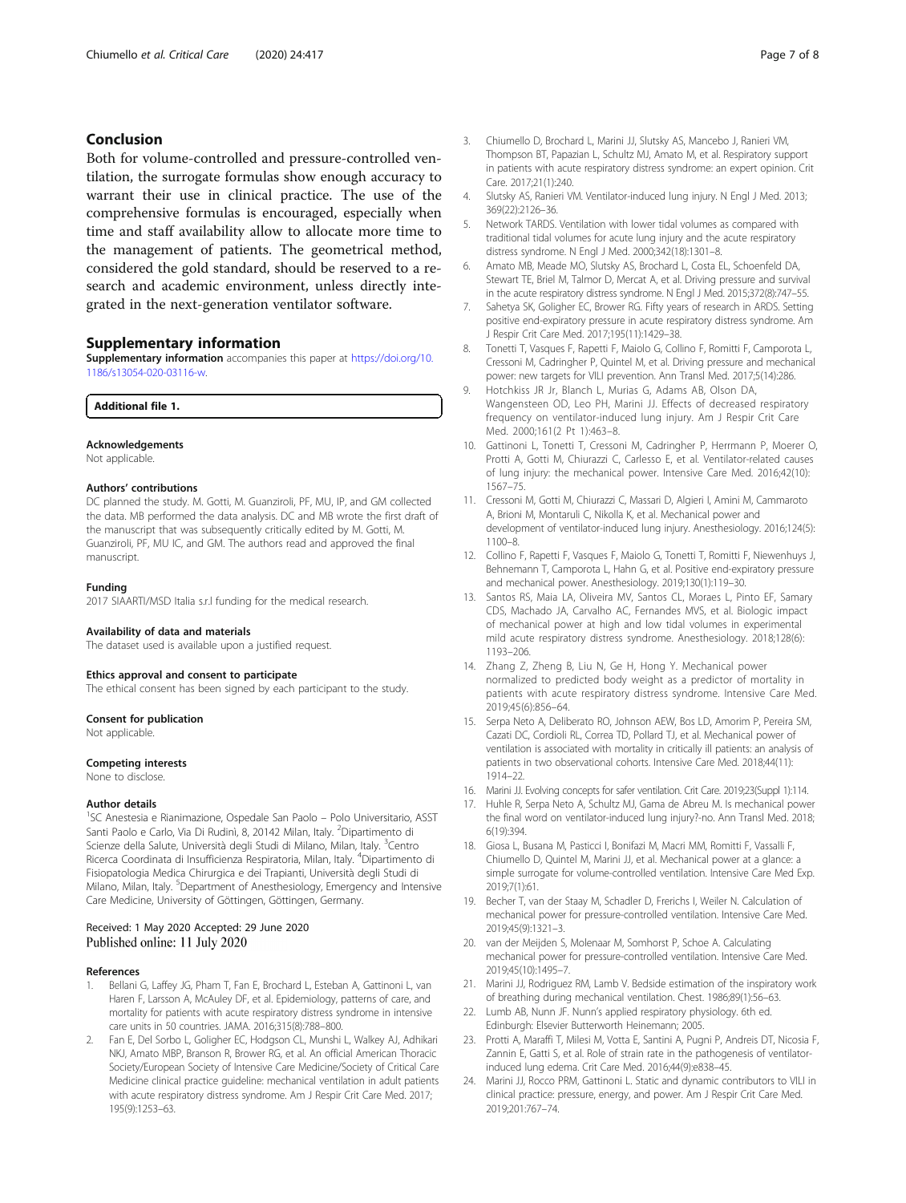## Conclusion

Both for volume-controlled and pressure-controlled ventilation, the surrogate formulas show enough accuracy to warrant their use in clinical practice. The use of the comprehensive formulas is encouraged, especially when time and staff availability allow to allocate more time to the management of patients. The geometrical method, considered the gold standard, should be reserved to a research and academic environment, unless directly integrated in the next-generation ventilator software.

## Supplementary information

**Supplementary information** accompanies this paper at https://doi.org/10.1186/s13054-020-03116-w.

**Additional file 1.**

### Acknowledgements

Not applicable.

### Authors' contributions

DC planned the study. M. Gotti, M. Guanziroli, PF, MU, IP, and GM collected the data. MB performed the data analysis. DC and MB wrote the first draft of the manuscript that was subsequently critically edited by M. Gotti, M. Guanziroli, PF, MU IC, and GM. The authors read and approved the final manuscript.

### Funding

2017 SIAARTI/MSD Italia s.r.l funding for the medical research.

### Availability of data and materials

The dataset used is available upon a justified request.

### Ethics approval and consent to participate

The ethical consent has been signed by each participant to the study.

### Consent for publication

Not applicable.

### Competing interests

None to disclose.

### Author details

[1]SC Anestesia e Rianimazione, Ospedale San Paolo – Polo Universitario, ASST Santi Paolo e Carlo, Via Di Rudinì, 8, 20142 Milan, Italy. [2]Dipartimento di Scienze della Salute, Università degli Studi di Milano, Milan, Italy. [3]Centro Ricerca Coordinata di Insufficienza Respiratoria, Milan, Italy. [4]Dipartimento di Fisiopatologia Medica Chirurgica e dei Trapianti, Università degli Studi di Milano, Milan, Italy. [5]Department of Anesthesiology, Emergency and Intensive Care Medicine, University of Göttingen, Göttingen, Germany.

Received: 1 May 2020 Accepted: 29 June 2020
Published online: 11 July 2020

### References

1. Bellani G, Laffey JG, Pham T, Fan E, Brochard L, Esteban A, Gattinoni L, van Haren F, Larsson A, McAuley DF, et al. Epidemiology, patterns of care, and mortality for patients with acute respiratory distress syndrome in intensive care units in 50 countries. JAMA. 2016;315(8):788–800.
2. Fan E, Del Sorbo L, Goligher EC, Hodgson CL, Munshi L, Walkey AJ, Adhikari NKJ, Amato MBP, Branson R, Brower RG, et al. An official American Thoracic Society/European Society of Intensive Care Medicine/Society of Critical Care Medicine clinical practice guideline: mechanical ventilation in adult patients with acute respiratory distress syndrome. Am J Respir Crit Care Med. 2017; 195(9):1253–63.
3. Chiumello D, Brochard L, Marini JJ, Slutsky AS, Mancebo J, Ranieri VM, Thompson BT, Papazian L, Schultz MJ, Amato M, et al. Respiratory support in patients with acute respiratory distress syndrome: an expert opinion. Crit Care. 2017;21(1):240.
4. Slutsky AS, Ranieri VM. Ventilator-induced lung injury. N Engl J Med. 2013; 369(22):2126–36.
5. Network TARDS. Ventilation with lower tidal volumes as compared with traditional tidal volumes for acute lung injury and the acute respiratory distress syndrome. N Engl J Med. 2000;342(18):1301–8.
6. Amato MB, Meade MO, Slutsky AS, Brochard L, Costa EL, Schoenfeld DA, Stewart TE, Briel M, Talmor D, Mercat A, et al. Driving pressure and survival in the acute respiratory distress syndrome. N Engl J Med. 2015;372(8):747–55.
7. Sahetya SK, Goligher EC, Brower RG. Fifty years of research in ARDS. Setting positive end-expiratory pressure in acute respiratory distress syndrome. Am J Respir Crit Care Med. 2017;195(11):1429–38.
8. Tonetti T, Vasques F, Rapetti F, Maiolo G, Collino F, Romitti F, Camporota L, Cressoni M, Cadringher P, Quintel M, et al. Driving pressure and mechanical power: new targets for VILI prevention. Ann Transl Med. 2017;5(14):286.
9. Hotchkiss JR Jr, Blanch L, Murias G, Adams AB, Olson DA, Wangensteen OD, Leo PH, Marini JJ. Effects of decreased respiratory frequency on ventilator-induced lung injury. Am J Respir Crit Care Med. 2000;161(2 Pt 1):463–8.
10. Gattinoni L, Tonetti T, Cressoni M, Cadringher P, Herrmann P, Moerer O, Protti A, Gotti M, Chiurazzi C, Carlesso E, et al. Ventilator-related causes of lung injury: the mechanical power. Intensive Care Med. 2016;42(10): 1567–75.
11. Cressoni M, Gotti M, Chiurazzi C, Massari D, Algieri I, Amini M, Cammaroto A, Brioni M, Montaruli C, Nikolla K, et al. Mechanical power and development of ventilator-induced lung injury. Anesthesiology. 2016;124(5): 1100–8.
12. Collino F, Rapetti F, Vasques F, Maiolo G, Tonetti T, Romitti F, Niewenhuys J, Behnemann T, Camporota L, Hahn G, et al. Positive end-expiratory pressure and mechanical power. Anesthesiology. 2019;130(1):119–30.
13. Santos RS, Maia LA, Oliveira MV, Santos CL, Moraes L, Pinto EF, Samary CDS, Machado JA, Carvalho AC, Fernandes MVS, et al. Biologic impact of mechanical power at high and low tidal volumes in experimental mild acute respiratory distress syndrome. Anesthesiology. 2018;128(6): 1193–206.
14. Zhang Z, Zheng B, Liu N, Ge H, Hong Y. Mechanical power normalized to predicted body weight as a predictor of mortality in patients with acute respiratory distress syndrome. Intensive Care Med. 2019;45(6):856–64.
15. Serpa Neto A, Deliberato RO, Johnson AEW, Bos LD, Amorim P, Pereira SM, Cazati DC, Cordioli RL, Correa TD, Pollard TJ, et al. Mechanical power of ventilation is associated with mortality in critically ill patients: an analysis of patients in two observational cohorts. Intensive Care Med. 2018;44(11): 1914–22.
16. Marini JJ. Evolving concepts for safer ventilation. Crit Care. 2019;23(Suppl 1):114.
17. Huhle R, Serpa Neto A, Schultz MJ, Gama de Abreu M. Is mechanical power the final word on ventilator-induced lung injury?-no. Ann Transl Med. 2018; 6(19):394.
18. Giosa L, Busana M, Pasticci I, Bonifazi M, Macri MM, Romitti F, Vassalli F, Chiumello D, Quintel M, Marini JJ, et al. Mechanical power at a glance: a simple surrogate for volume-controlled ventilation. Intensive Care Med Exp. 2019;7(1):61.
19. Becher T, van der Staay M, Schadler D, Frerichs I, Weiler N. Calculation of mechanical power for pressure-controlled ventilation. Intensive Care Med. 2019;45(9):1321–3.
20. van der Meijden S, Molenaar M, Somhorst P, Schoe A. Calculating mechanical power for pressure-controlled ventilation. Intensive Care Med. 2019;45(10):1495–7.
21. Marini JJ, Rodriguez RM, Lamb V. Bedside estimation of the inspiratory work of breathing during mechanical ventilation. Chest. 1986;89(1):56–63.
22. Lumb AB, Nunn JF. Nunn's applied respiratory physiology. 6th ed. Edinburgh: Elsevier Butterworth Heinemann; 2005.
23. Protti A, Maraffi T, Milesi M, Votta E, Santini A, Pugni P, Andreis DT, Nicosia F, Zannin E, Gatti S, et al. Role of strain rate in the pathogenesis of ventilator-induced lung edema. Crit Care Med. 2016;44(9):e838–45.
24. Marini JJ, Rocco PRM, Gattinoni L. Static and dynamic contributors to VILI in clinical practice: pressure, energy, and power. Am J Respir Crit Care Med. 2019;201:767–74.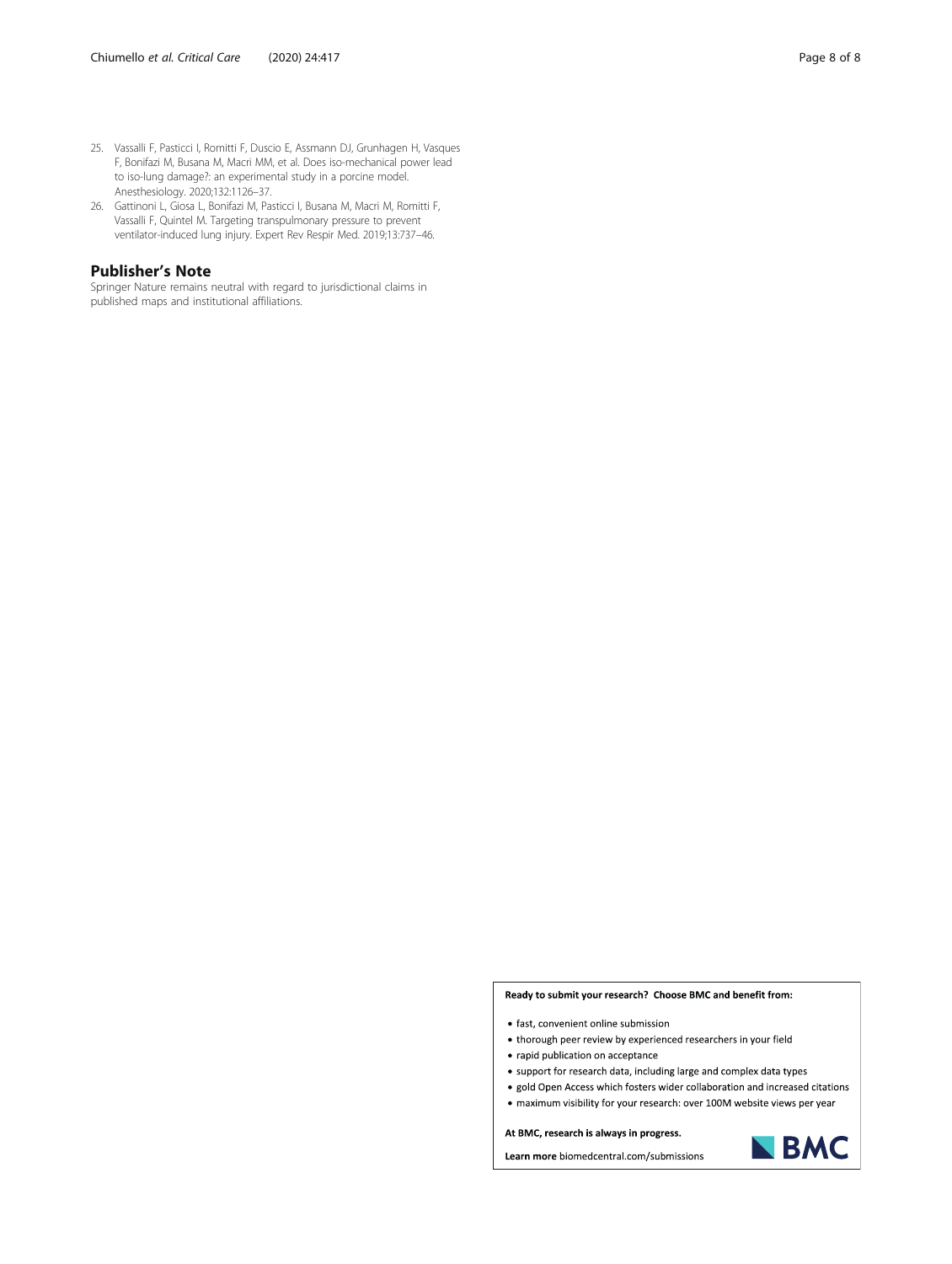25. Vassalli F, Pasticci I, Romitti F, Duscio E, Assmann DJ, Grunhagen H, Vasques F, Bonifazi M, Busana M, Macri MM, et al. Does iso-mechanical power lead to iso-lung damage?: an experimental study in a porcine model. Anesthesiology. 2020;132:1126–37.
26. Gattinoni L, Giosa L, Bonifazi M, Pasticci I, Busana M, Macri M, Romitti F, Vassalli F, Quintel M. Targeting transpulmonary pressure to prevent ventilator-induced lung injury. Expert Rev Respir Med. 2019;13:737–46.

## Publisher's Note

Springer Nature remains neutral with regard to jurisdictional claims in published maps and institutional affiliations.

**Ready to submit your research? Choose BMC and benefit from:**

- fast, convenient online submission
- thorough peer review by experienced researchers in your field
- rapid publication on acceptance
- support for research data, including large and complex data types
- gold Open Access which fosters wider collaboration and increased citations
- maximum visibility for your research: over 100M website views per year

**At BMC, research is always in progress.**

**Learn more** biomedcentral.com/submissions

BMC